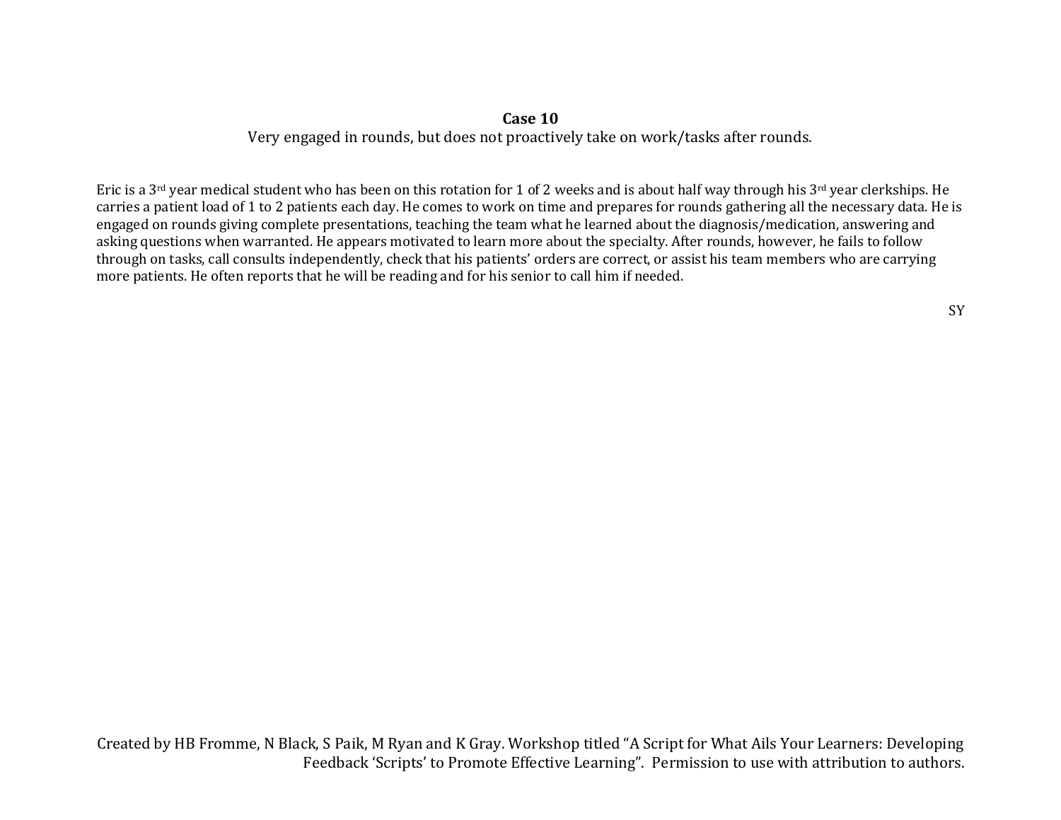# Case 10

Very engaged in rounds, but does not proactively take on work/tasks after rounds.

Eric is a 3rd year medical student who has been on this rotation for 1 of 2 weeks and is about half way through his 3rd year clerkships. He carries a patient load of 1 to 2 patients each day. He comes to work on time and prepares for rounds gathering all the necessary data. He is engaged on rounds giving complete presentations, teaching the team what he learned about the diagnosis/medication, answering and asking questions when warranted. He appears motivated to learn more about the specialty. After rounds, however, he fails to follow through on tasks, call consults independently, check that his patients' orders are correct, or assist his team members who are carrying more patients. He often reports that he will be reading and for his senior to call him if needed.

SY

Created by HB Fromme, N Black, S Paik, M Ryan and K Gray. Workshop titled "A Script for What Ails Your Learners: Developing Feedback 'Scripts' to Promote Effective Learning". Permission to use with attribution to authors.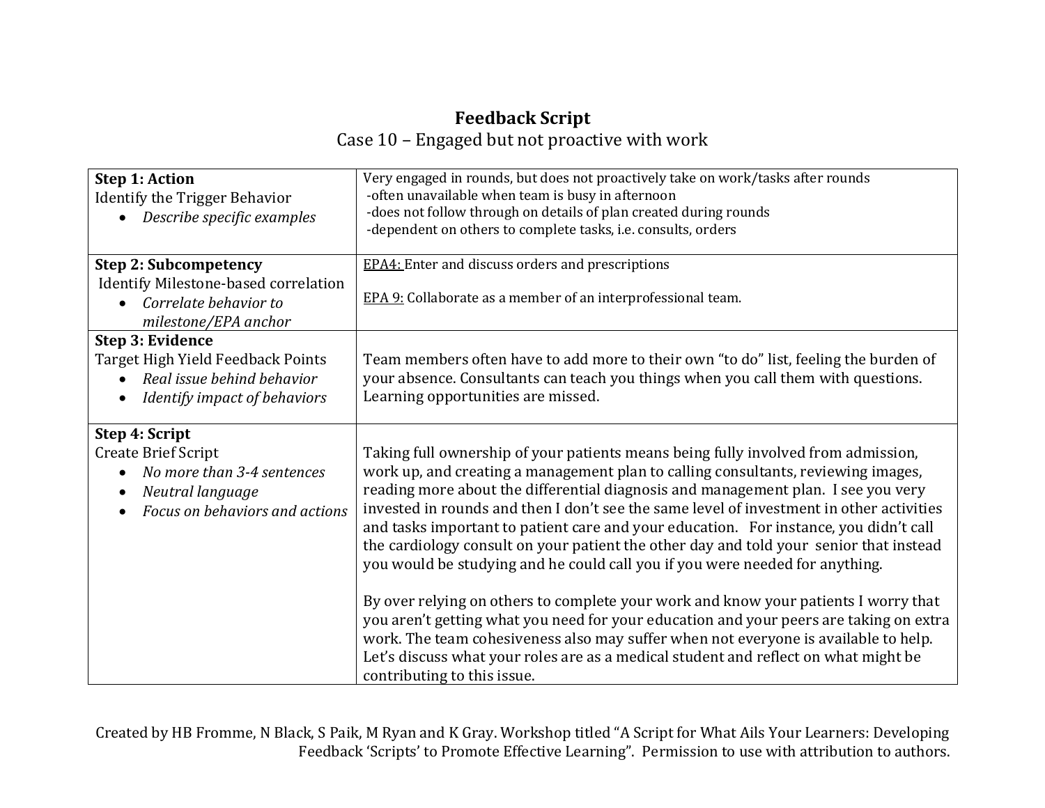# Feedback Script

Case 10 – Engaged but not proactive with work

| | |
|---|---|
| **Step 1: Action**<br>Identify the Trigger Behavior<br>• *Describe specific examples* | Very engaged in rounds, but does not proactively take on work/tasks after rounds<br>-often unavailable when team is busy in afternoon<br>-does not follow through on details of plan created during rounds<br>-dependent on others to complete tasks, i.e. consults, orders |
| **Step 2: Subcompetency**<br>Identify Milestone-based correlation<br>• *Correlate behavior to milestone/EPA anchor* | <u>EPA4:</u> Enter and discuss orders and prescriptions<br><br><u>EPA 9:</u> Collaborate as a member of an interprofessional team. |
| **Step 3: Evidence**<br>Target High Yield Feedback Points<br>• *Real issue behind behavior*<br>• *Identify impact of behaviors* | Team members often have to add more to their own "to do" list, feeling the burden of your absence. Consultants can teach you things when you call them with questions. Learning opportunities are missed. |
| **Step 4: Script**<br>Create Brief Script<br>• *No more than 3-4 sentences*<br>• *Neutral language*<br>• *Focus on behaviors and actions* | Taking full ownership of your patients means being fully involved from admission, work up, and creating a management plan to calling consultants, reviewing images, reading more about the differential diagnosis and management plan. I see you very invested in rounds and then I don't see the same level of investment in other activities and tasks important to patient care and your education. For instance, you didn't call the cardiology consult on your patient the other day and told your senior that instead you would be studying and he could call you if you were needed for anything.<br><br>By over relying on others to complete your work and know your patients I worry that you aren't getting what you need for your education and your peers are taking on extra work. The team cohesiveness also may suffer when not everyone is available to help. Let's discuss what your roles are as a medical student and reflect on what might be contributing to this issue. |

Created by HB Fromme, N Black, S Paik, M Ryan and K Gray. Workshop titled "A Script for What Ails Your Learners: Developing Feedback 'Scripts' to Promote Effective Learning". Permission to use with attribution to authors.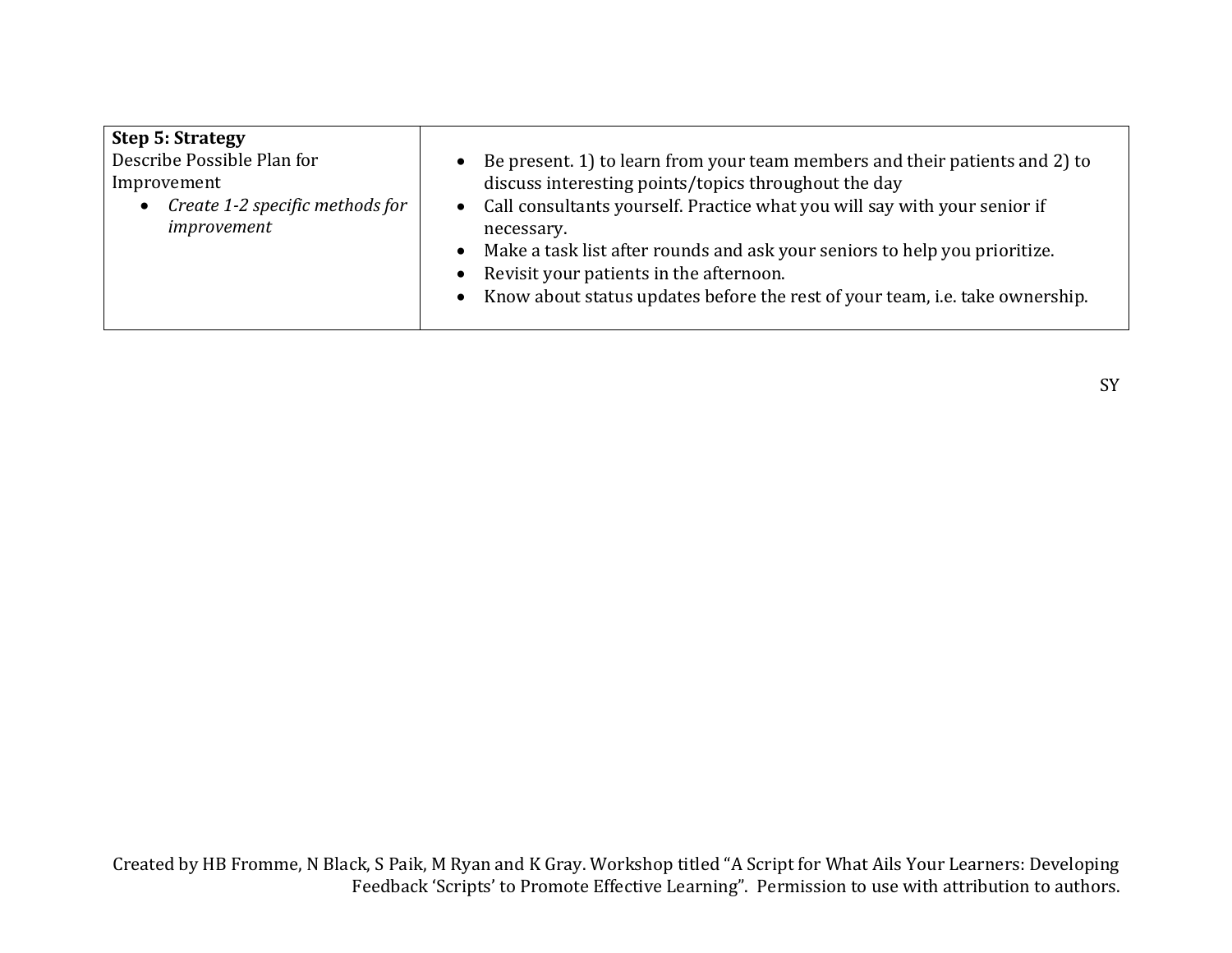| | |
|---|---|
| **Step 5: Strategy**<br>Describe Possible Plan for Improvement<br>• *Create 1-2 specific methods for improvement* | • Be present. 1) to learn from your team members and their patients and 2) to discuss interesting points/topics throughout the day<br>• Call consultants yourself. Practice what you will say with your senior if necessary.<br>• Make a task list after rounds and ask your seniors to help you prioritize.<br>• Revisit your patients in the afternoon.<br>• Know about status updates before the rest of your team, i.e. take ownership. |

SY

Created by HB Fromme, N Black, S Paik, M Ryan and K Gray. Workshop titled "A Script for What Ails Your Learners: Developing Feedback 'Scripts' to Promote Effective Learning". Permission to use with attribution to authors.